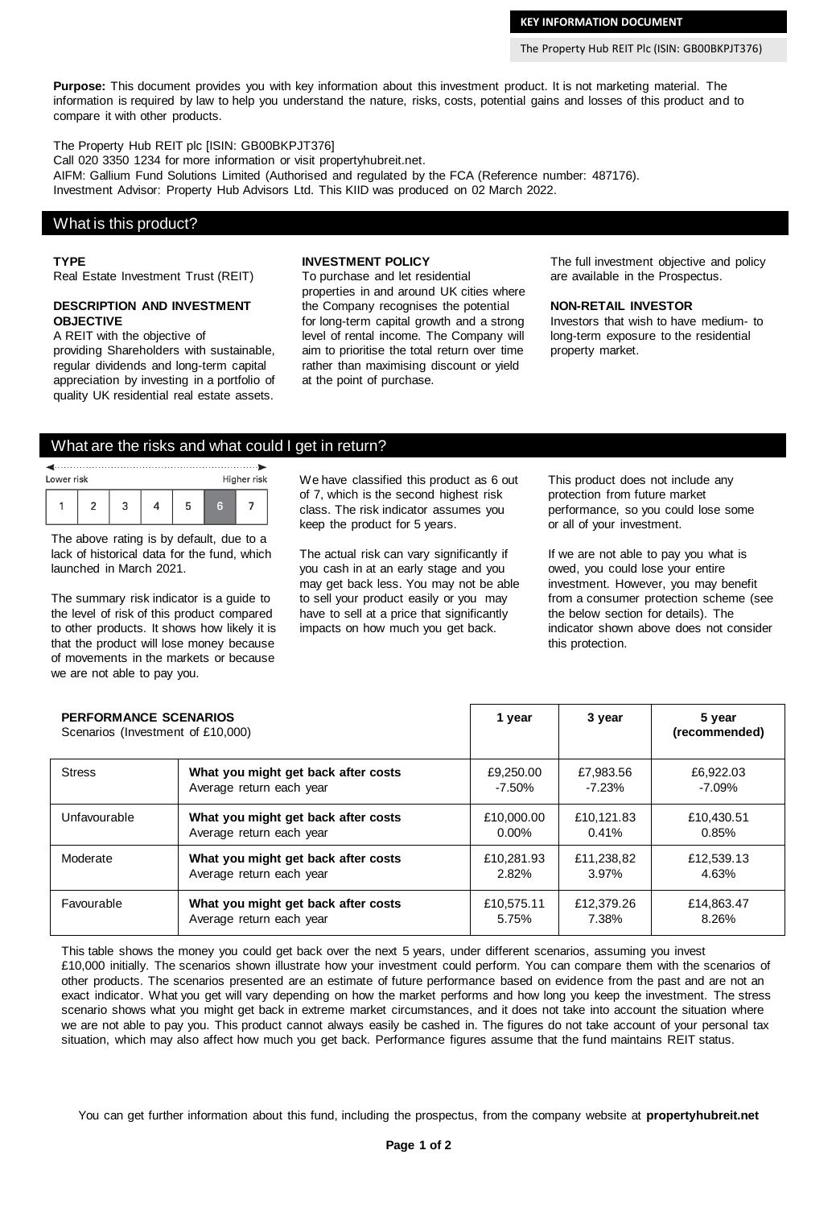**KEY INFORMATION DOCUMENT**

The Property Hub REIT Plc (ISIN: GB00BKPJT376)

**Purpose:** This document provides you with key information about this investment product. It is not marketing material. The information is required by law to help you understand the nature, risks, costs, potential gains and losses of this product and to compare it with other products.

The Property Hub REIT plc [ISIN: GB00BKPJT376]
Call 020 3350 1234 for more information or visit propertyhubreit.net.
AIFM: Gallium Fund Solutions Limited (Authorised and regulated by the FCA (Reference number: 487176).
Investment Advisor: Property Hub Advisors Ltd. This KIID was produced on 02 March 2022.

## What is this product?

**TYPE**
Real Estate Investment Trust (REIT)

**DESCRIPTION AND INVESTMENT OBJECTIVE**
A REIT with the objective of providing Shareholders with sustainable, regular dividends and long-term capital appreciation by investing in a portfolio of quality UK residential real estate assets.

**INVESTMENT POLICY**
To purchase and let residential properties in and around UK cities where the Company recognises the potential for long-term capital growth and a strong level of rental income. The Company will aim to prioritise the total return over time rather than maximising discount or yield at the point of purchase.

The full investment objective and policy are available in the Prospectus.

**NON-RETAIL INVESTOR**
Investors that wish to have medium- to long-term exposure to the residential property market.

## What are the risks and what could I get in return?

Lower risk — Higher risk

| 1 | 2 | 3 | 4 | 5 | 6 | 7 |
|---|---|---|---|---|---|---|

The above rating is by default, due to a lack of historical data for the fund, which launched in March 2021.

The summary risk indicator is a guide to the level of risk of this product compared to other products. It shows how likely it is that the product will lose money because of movements in the markets or because we are not able to pay you.

We have classified this product as 6 out of 7, which is the second highest risk class. The risk indicator assumes you keep the product for 5 years.

The actual risk can vary significantly if you cash in at an early stage and you may get back less. You may not be able to sell your product easily or you may have to sell at a price that significantly impacts on how much you get back.

This product does not include any protection from future market performance, so you could lose some or all of your investment.

If we are not able to pay you what is owed, you could lose your entire investment. However, you may benefit from a consumer protection scheme (see the below section for details). The indicator shown above does not consider this protection.

| **PERFORMANCE SCENARIOS** Scenarios (Investment of £10,000) | | **1 year** | **3 year** | **5 year (recommended)** |
|---|---|---|---|---|
| Stress | **What you might get back after costs** | £9,250.00 | £7,983.56 | £6,922.03 |
| | Average return each year | -7.50% | -7.23% | -7.09% |
| Unfavourable | **What you might get back after costs** | £10,000.00 | £10,121.83 | £10,430.51 |
| | Average return each year | 0.00% | 0.41% | 0.85% |
| Moderate | **What you might get back after costs** | £10,281.93 | £11,238,82 | £12,539.13 |
| | Average return each year | 2.82% | 3.97% | 4.63% |
| Favourable | **What you might get back after costs** | £10,575.11 | £12,379.26 | £14,863.47 |
| | Average return each year | 5.75% | 7.38% | 8.26% |

This table shows the money you could get back over the next 5 years, under different scenarios, assuming you invest £10,000 initially. The scenarios shown illustrate how your investment could perform. You can compare them with the scenarios of other products. The scenarios presented are an estimate of future performance based on evidence from the past and are not an exact indicator. What you get will vary depending on how the market performs and how long you keep the investment. The stress scenario shows what you might get back in extreme market circumstances, and it does not take into account the situation where we are not able to pay you. This product cannot always easily be cashed in. The figures do not take account of your personal tax situation, which may also affect how much you get back. Performance figures assume that the fund maintains REIT status.

You can get further information about this fund, including the prospectus, from the company website at **propertyhubreit.net**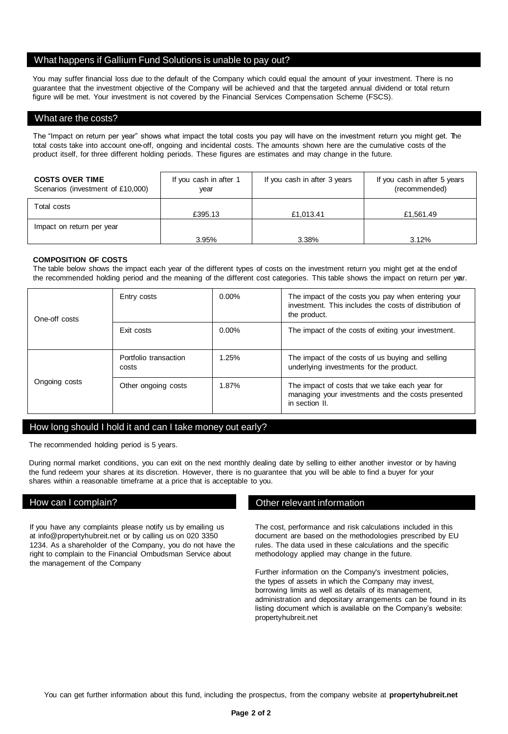## What happens if Gallium Fund Solutions is unable to pay out?

You may suffer financial loss due to the default of the Company which could equal the amount of your investment. There is no guarantee that the investment objective of the Company will be achieved and that the targeted annual dividend or total return figure will be met. Your investment is not covered by the Financial Services Compensation Scheme (FSCS).

## What are the costs?

The "Impact on return per year" shows what impact the total costs you pay will have on the investment return you might get. The total costs take into account one-off, ongoing and incidental costs. The amounts shown here are the cumulative costs of the product itself, for three different holding periods. These figures are estimates and may change in the future.

| **COSTS OVER TIME** Scenarios (investment of £10,000) | If you cash in after 1 year | If you cash in after 3 years | If you cash in after 5 years (recommended) |
|---|---|---|---|
| Total costs | £395.13 | £1,013.41 | £1,561.49 |
| Impact on return per year | 3.95% | 3.38% | 3.12% |

**COMPOSITION OF COSTS**

The table below shows the impact each year of the different types of costs on the investment return you might get at the end of the recommended holding period and the meaning of the different cost categories. This table shows the impact on return per year.

| | | | |
|---|---|---|---|
| One-off costs | Entry costs | 0.00% | The impact of the costs you pay when entering your investment. This includes the costs of distribution of the product. |
| | Exit costs | 0.00% | The impact of the costs of exiting your investment. |
| Ongoing costs | Portfolio transaction costs | 1.25% | The impact of the costs of us buying and selling underlying investments for the product. |
| | Other ongoing costs | 1.87% | The impact of costs that we take each year for managing your investments and the costs presented in section II. |

## How long should I hold it and can I take money out early?

The recommended holding period is 5 years.

During normal market conditions, you can exit on the next monthly dealing date by selling to either another investor or by having the fund redeem your shares at its discretion. However, there is no guarantee that you will be able to find a buyer for your shares within a reasonable timeframe at a price that is acceptable to you.

## How can I complain?

If you have any complaints please notify us by emailing us at info@propertyhubreit.net or by calling us on 020 3350 1234. As a shareholder of the Company, you do not have the right to complain to the Financial Ombudsman Service about the management of the Company

## Other relevant information

The cost, performance and risk calculations included in this document are based on the methodologies prescribed by EU rules. The data used in these calculations and the specific methodology applied may change in the future.

Further information on the Company's investment policies, the types of assets in which the Company may invest, borrowing limits as well as details of its management, administration and depositary arrangements can be found in its listing document which is available on the Company's website: propertyhubreit.net

You can get further information about this fund, including the prospectus, from the company website at **propertyhubreit.net**